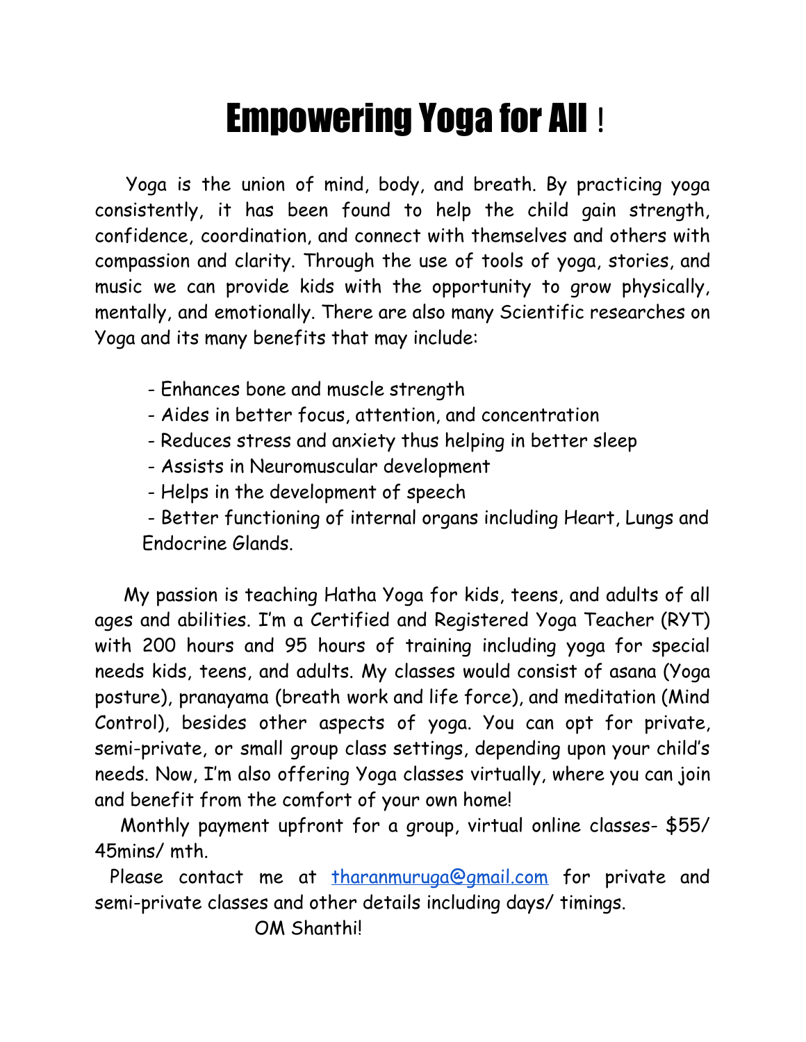# Empowering Yoga for All !

Yoga is the union of mind, body, and breath. By practicing yoga consistently, it has been found to help the child gain strength, confidence, coordination, and connect with themselves and others with compassion and clarity. Through the use of tools of yoga, stories, and music we can provide kids with the opportunity to grow physically, mentally, and emotionally. There are also many Scientific researches on Yoga and its many benefits that may include:

- Enhances bone and muscle strength
- Aides in better focus, attention, and concentration
- Reduces stress and anxiety thus helping in better sleep
- Assists in Neuromuscular development
- Helps in the development of speech
- Better functioning of internal organs including Heart, Lungs and Endocrine Glands.

My passion is teaching Hatha Yoga for kids, teens, and adults of all ages and abilities. I'm a Certified and Registered Yoga Teacher (RYT) with 200 hours and 95 hours of training including yoga for special needs kids, teens, and adults. My classes would consist of asana (Yoga posture), pranayama (breath work and life force), and meditation (Mind Control), besides other aspects of yoga. You can opt for private, semi-private, or small group class settings, depending upon your child's needs. Now, I'm also offering Yoga classes virtually, where you can join and benefit from the comfort of your own home!

Monthly payment upfront for a group, virtual online classes- $55/ 45mins/ mth.

Please contact me at tharanmuruga@gmail.com for private and semi-private classes and other details including days/ timings.

OM Shanthi!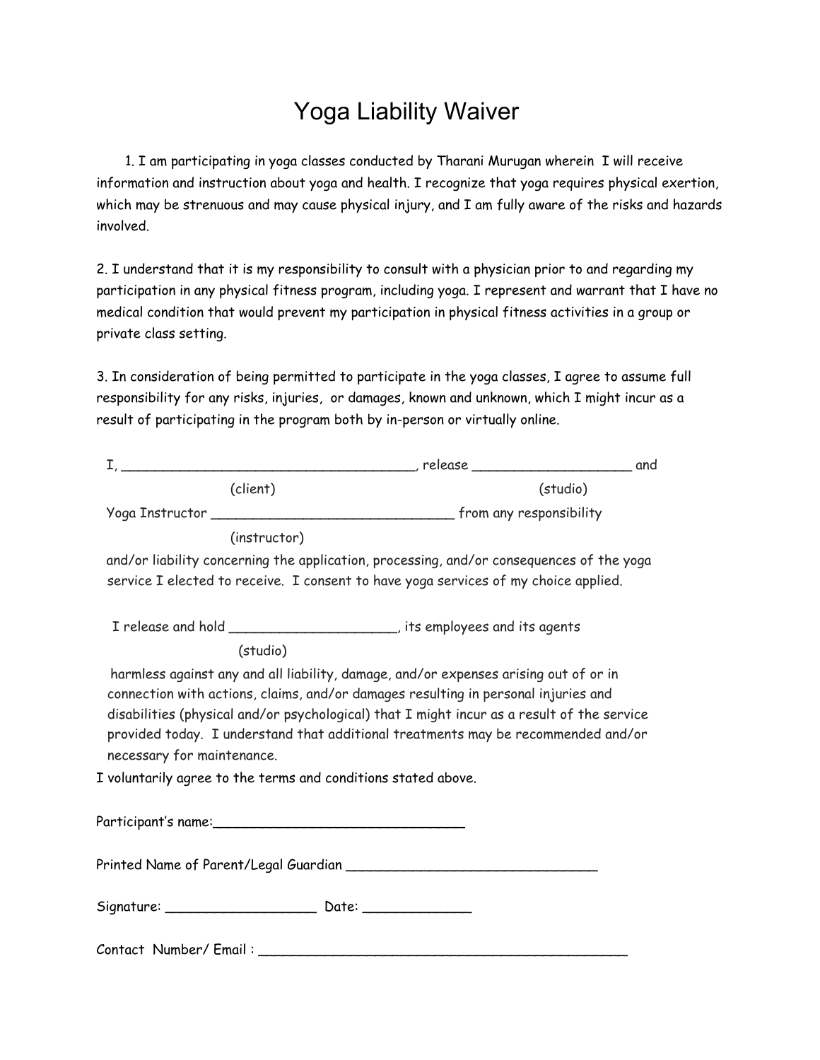# Yoga Liability Waiver

1. I am participating in yoga classes conducted by Tharani Murugan wherein I will receive information and instruction about yoga and health. I recognize that yoga requires physical exertion, which may be strenuous and may cause physical injury, and I am fully aware of the risks and hazards involved.

2. I understand that it is my responsibility to consult with a physician prior to and regarding my participation in any physical fitness program, including yoga. I represent and warrant that I have no medical condition that would prevent my participation in physical fitness activities in a group or private class setting.

3. In consideration of being permitted to participate in the yoga classes, I agree to assume full responsibility for any risks, injuries, or damages, known and unknown, which I might incur as a result of participating in the program both by in-person or virtually online.

I, _____________________________________, release ____________________ and
(client) (studio)
Yoga Instructor _______________________________ from any responsibility
(instructor)
and/or liability concerning the application, processing, and/or consequences of the yoga service I elected to receive. I consent to have yoga services of my choice applied.

I release and hold _____________________, its employees and its agents
(studio)
harmless against any and all liability, damage, and/or expenses arising out of or in connection with actions, claims, and/or damages resulting in personal injuries and disabilities (physical and/or psychological) that I might incur as a result of the service provided today. I understand that additional treatments may be recommended and/or necessary for maintenance.

I voluntarily agree to the terms and conditions stated above.

Participant's name:________________________________

Printed Name of Parent/Legal Guardian ________________________________

Signature: ___________________ Date: ______________

Contact Number/ Email : ____________________________________________